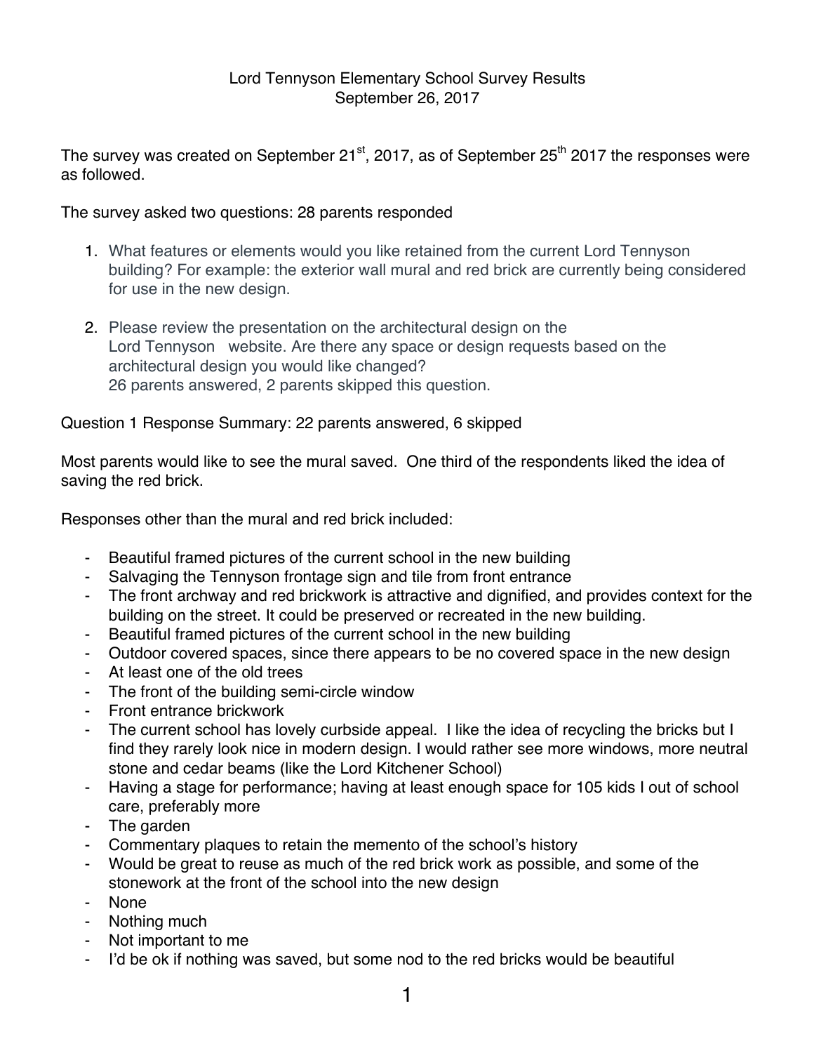Lord Tennyson Elementary School Survey Results
September 26, 2017

The survey was created on September 21st, 2017, as of September 25th 2017 the responses were as followed.

The survey asked two questions: 28 parents responded

1. What features or elements would you like retained from the current Lord Tennyson building? For example: the exterior wall mural and red brick are currently being considered for use in the new design.

2. Please review the presentation on the architectural design on the Lord Tennyson website. Are there any space or design requests based on the architectural design you would like changed?
   26 parents answered, 2 parents skipped this question.

Question 1 Response Summary: 22 parents answered, 6 skipped

Most parents would like to see the mural saved. One third of the respondents liked the idea of saving the red brick.

Responses other than the mural and red brick included:

- Beautiful framed pictures of the current school in the new building
- Salvaging the Tennyson frontage sign and tile from front entrance
- The front archway and red brickwork is attractive and dignified, and provides context for the building on the street. It could be preserved or recreated in the new building.
- Beautiful framed pictures of the current school in the new building
- Outdoor covered spaces, since there appears to be no covered space in the new design
- At least one of the old trees
- The front of the building semi-circle window
- Front entrance brickwork
- The current school has lovely curbside appeal. I like the idea of recycling the bricks but I find they rarely look nice in modern design. I would rather see more windows, more neutral stone and cedar beams (like the Lord Kitchener School)
- Having a stage for performance; having at least enough space for 105 kids I out of school care, preferably more
- The garden
- Commentary plaques to retain the memento of the school's history
- Would be great to reuse as much of the red brick work as possible, and some of the stonework at the front of the school into the new design
- None
- Nothing much
- Not important to me
- I'd be ok if nothing was saved, but some nod to the red bricks would be beautiful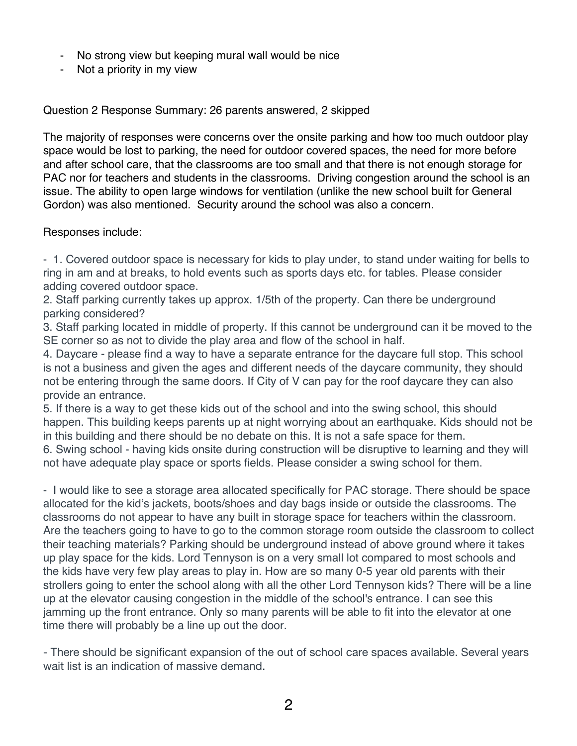- No strong view but keeping mural wall would be nice
- Not a priority in my view

Question 2 Response Summary: 26 parents answered, 2 skipped

The majority of responses were concerns over the onsite parking and how too much outdoor play space would be lost to parking, the need for outdoor covered spaces, the need for more before and after school care, that the classrooms are too small and that there is not enough storage for PAC nor for teachers and students in the classrooms. Driving congestion around the school is an issue. The ability to open large windows for ventilation (unlike the new school built for General Gordon) was also mentioned. Security around the school was also a concern.

Responses include:

- 1. Covered outdoor space is necessary for kids to play under, to stand under waiting for bells to ring in am and at breaks, to hold events such as sports days etc. for tables. Please consider adding covered outdoor space.
2. Staff parking currently takes up approx. 1/5th of the property. Can there be underground parking considered?
3. Staff parking located in middle of property. If this cannot be underground can it be moved to the SE corner so as not to divide the play area and flow of the school in half.
4. Daycare - please find a way to have a separate entrance for the daycare full stop. This school is not a business and given the ages and different needs of the daycare community, they should not be entering through the same doors. If City of V can pay for the roof daycare they can also provide an entrance.
5. If there is a way to get these kids out of the school and into the swing school, this should happen. This building keeps parents up at night worrying about an earthquake. Kids should not be in this building and there should be no debate on this. It is not a safe space for them.
6. Swing school - having kids onsite during construction will be disruptive to learning and they will not have adequate play space or sports fields. Please consider a swing school for them.

- I would like to see a storage area allocated specifically for PAC storage. There should be space allocated for the kid's jackets, boots/shoes and day bags inside or outside the classrooms. The classrooms do not appear to have any built in storage space for teachers within the classroom. Are the teachers going to have to go to the common storage room outside the classroom to collect their teaching materials? Parking should be underground instead of above ground where it takes up play space for the kids. Lord Tennyson is on a very small lot compared to most schools and the kids have very few play areas to play in. How are so many 0-5 year old parents with their strollers going to enter the school along with all the other Lord Tennyson kids? There will be a line up at the elevator causing congestion in the middle of the school's entrance. I can see this jamming up the front entrance. Only so many parents will be able to fit into the elevator at one time there will probably be a line up out the door.

- There should be significant expansion of the out of school care spaces available. Several years wait list is an indication of massive demand.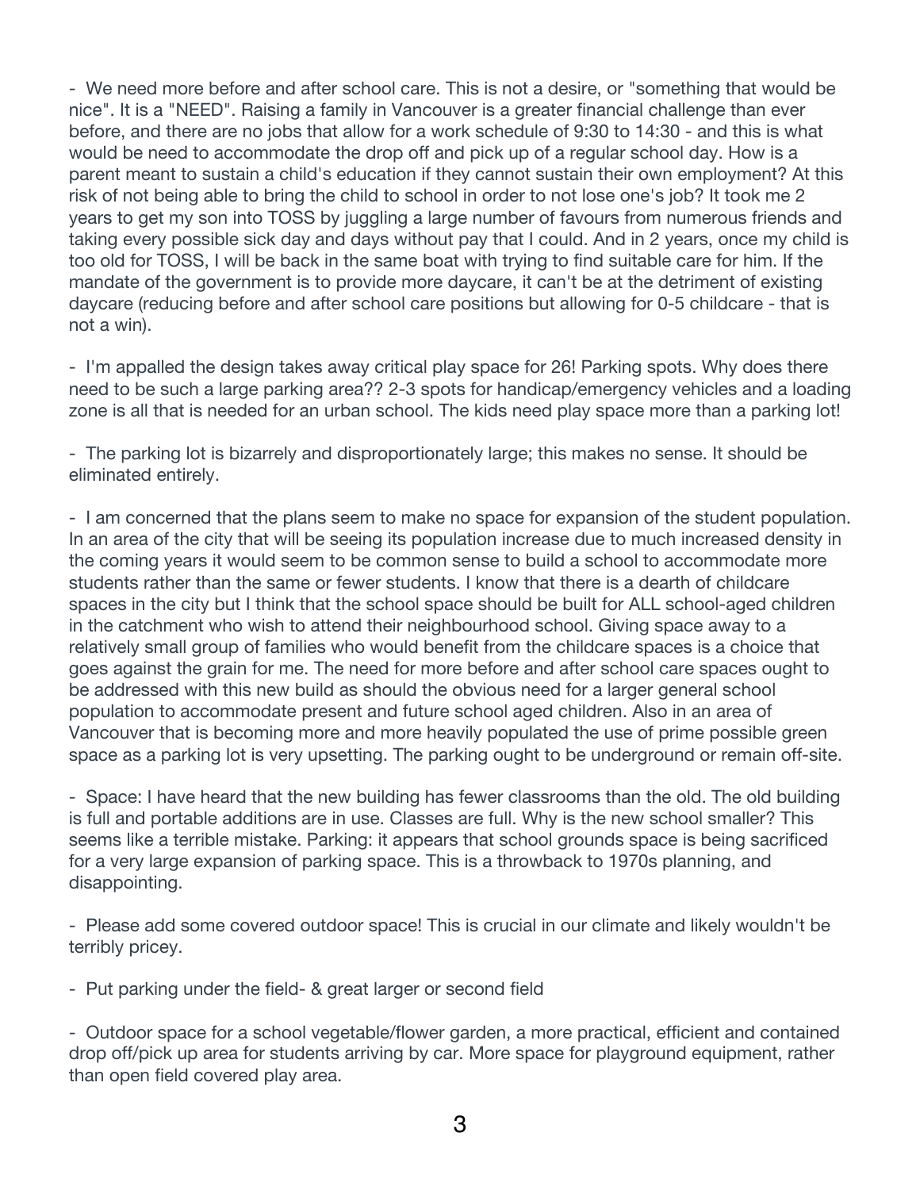- We need more before and after school care. This is not a desire, or "something that would be nice". It is a "NEED". Raising a family in Vancouver is a greater financial challenge than ever before, and there are no jobs that allow for a work schedule of 9:30 to 14:30 - and this is what would be need to accommodate the drop off and pick up of a regular school day. How is a parent meant to sustain a child's education if they cannot sustain their own employment? At this risk of not being able to bring the child to school in order to not lose one's job? It took me 2 years to get my son into TOSS by juggling a large number of favours from numerous friends and taking every possible sick day and days without pay that I could. And in 2 years, once my child is too old for TOSS, I will be back in the same boat with trying to find suitable care for him. If the mandate of the government is to provide more daycare, it can't be at the detriment of existing daycare (reducing before and after school care positions but allowing for 0-5 childcare - that is not a win).

- I'm appalled the design takes away critical play space for 26! Parking spots. Why does there need to be such a large parking area?? 2-3 spots for handicap/emergency vehicles and a loading zone is all that is needed for an urban school. The kids need play space more than a parking lot!

- The parking lot is bizarrely and disproportionately large; this makes no sense. It should be eliminated entirely.

- I am concerned that the plans seem to make no space for expansion of the student population. In an area of the city that will be seeing its population increase due to much increased density in the coming years it would seem to be common sense to build a school to accommodate more students rather than the same or fewer students. I know that there is a dearth of childcare spaces in the city but I think that the school space should be built for ALL school-aged children in the catchment who wish to attend their neighbourhood school. Giving space away to a relatively small group of families who would benefit from the childcare spaces is a choice that goes against the grain for me. The need for more before and after school care spaces ought to be addressed with this new build as should the obvious need for a larger general school population to accommodate present and future school aged children. Also in an area of Vancouver that is becoming more and more heavily populated the use of prime possible green space as a parking lot is very upsetting. The parking ought to be underground or remain off-site.

- Space: I have heard that the new building has fewer classrooms than the old. The old building is full and portable additions are in use. Classes are full. Why is the new school smaller? This seems like a terrible mistake. Parking: it appears that school grounds space is being sacrificed for a very large expansion of parking space. This is a throwback to 1970s planning, and disappointing.

- Please add some covered outdoor space! This is crucial in our climate and likely wouldn't be terribly pricey.

- Put parking under the field- & great larger or second field

- Outdoor space for a school vegetable/flower garden, a more practical, efficient and contained drop off/pick up area for students arriving by car. More space for playground equipment, rather than open field covered play area.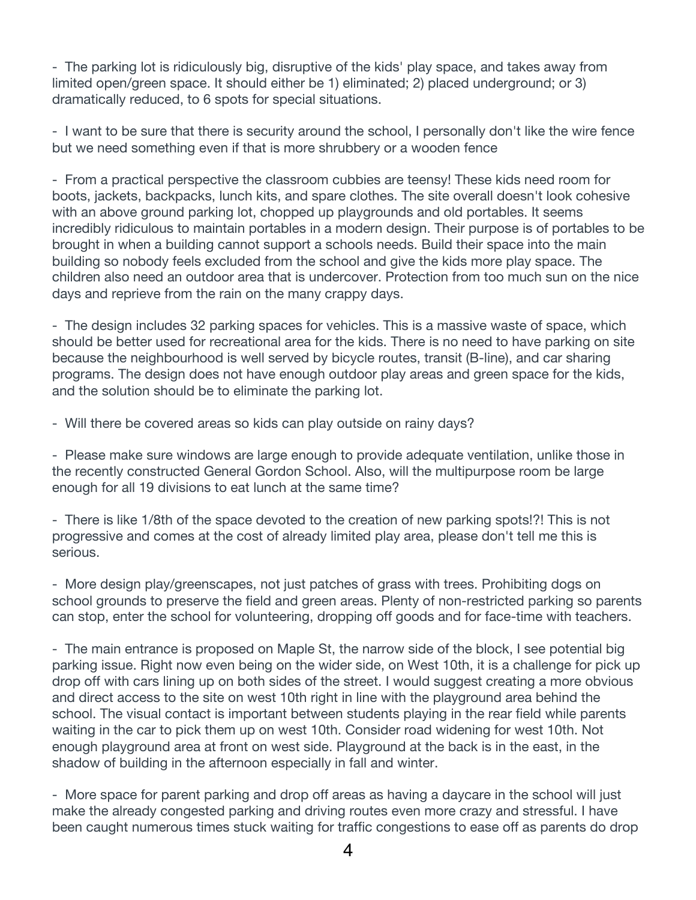- The parking lot is ridiculously big, disruptive of the kids' play space, and takes away from limited open/green space. It should either be 1) eliminated; 2) placed underground; or 3) dramatically reduced, to 6 spots for special situations.

- I want to be sure that there is security around the school, I personally don't like the wire fence but we need something even if that is more shrubbery or a wooden fence

- From a practical perspective the classroom cubbies are teensy! These kids need room for boots, jackets, backpacks, lunch kits, and spare clothes. The site overall doesn't look cohesive with an above ground parking lot, chopped up playgrounds and old portables. It seems incredibly ridiculous to maintain portables in a modern design. Their purpose is of portables to be brought in when a building cannot support a schools needs. Build their space into the main building so nobody feels excluded from the school and give the kids more play space. The children also need an outdoor area that is undercover. Protection from too much sun on the nice days and reprieve from the rain on the many crappy days.

- The design includes 32 parking spaces for vehicles. This is a massive waste of space, which should be better used for recreational area for the kids. There is no need to have parking on site because the neighbourhood is well served by bicycle routes, transit (B-line), and car sharing programs. The design does not have enough outdoor play areas and green space for the kids, and the solution should be to eliminate the parking lot.

- Will there be covered areas so kids can play outside on rainy days?

- Please make sure windows are large enough to provide adequate ventilation, unlike those in the recently constructed General Gordon School. Also, will the multipurpose room be large enough for all 19 divisions to eat lunch at the same time?

- There is like 1/8th of the space devoted to the creation of new parking spots!?! This is not progressive and comes at the cost of already limited play area, please don't tell me this is serious.

- More design play/greenscapes, not just patches of grass with trees. Prohibiting dogs on school grounds to preserve the field and green areas. Plenty of non-restricted parking so parents can stop, enter the school for volunteering, dropping off goods and for face-time with teachers.

- The main entrance is proposed on Maple St, the narrow side of the block, I see potential big parking issue. Right now even being on the wider side, on West 10th, it is a challenge for pick up drop off with cars lining up on both sides of the street. I would suggest creating a more obvious and direct access to the site on west 10th right in line with the playground area behind the school. The visual contact is important between students playing in the rear field while parents waiting in the car to pick them up on west 10th. Consider road widening for west 10th. Not enough playground area at front on west side. Playground at the back is in the east, in the shadow of building in the afternoon especially in fall and winter.

- More space for parent parking and drop off areas as having a daycare in the school will just make the already congested parking and driving routes even more crazy and stressful. I have been caught numerous times stuck waiting for traffic congestions to ease off as parents do drop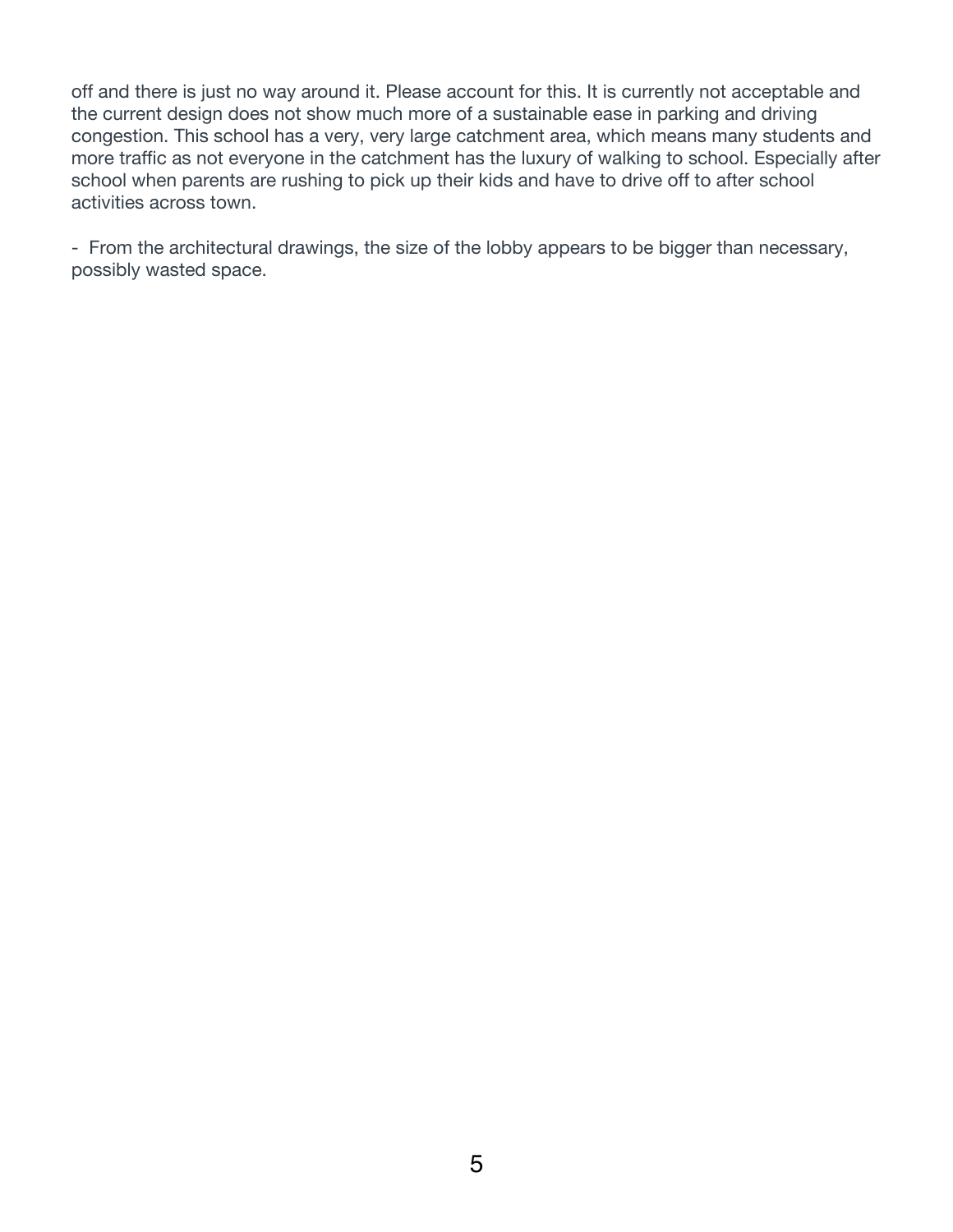off and there is just no way around it. Please account for this. It is currently not acceptable and the current design does not show much more of a sustainable ease in parking and driving congestion. This school has a very, very large catchment area, which means many students and more traffic as not everyone in the catchment has the luxury of walking to school. Especially after school when parents are rushing to pick up their kids and have to drive off to after school activities across town.

- From the architectural drawings, the size of the lobby appears to be bigger than necessary, possibly wasted space.